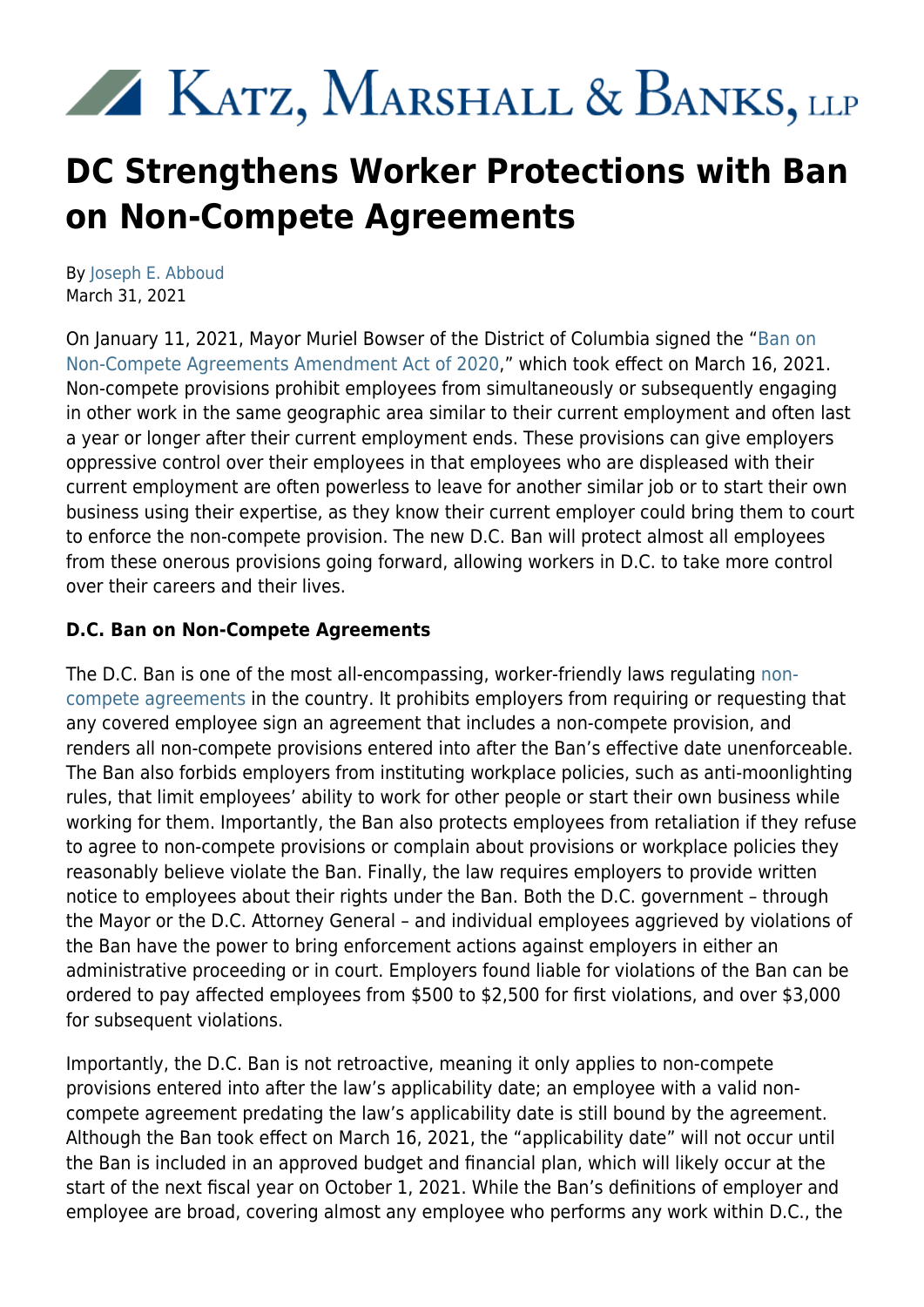Katz, Marshall & Banks, LLP

# DC Strengthens Worker Protections with Ban on Non-Compete Agreements

By Joseph E. Abboud
March 31, 2021

On January 11, 2021, Mayor Muriel Bowser of the District of Columbia signed the "Ban on Non-Compete Agreements Amendment Act of 2020," which took effect on March 16, 2021. Non-compete provisions prohibit employees from simultaneously or subsequently engaging in other work in the same geographic area similar to their current employment and often last a year or longer after their current employment ends. These provisions can give employers oppressive control over their employees in that employees who are displeased with their current employment are often powerless to leave for another similar job or to start their own business using their expertise, as they know their current employer could bring them to court to enforce the non-compete provision. The new D.C. Ban will protect almost all employees from these onerous provisions going forward, allowing workers in D.C. to take more control over their careers and their lives.

**D.C. Ban on Non-Compete Agreements**

The D.C. Ban is one of the most all-encompassing, worker-friendly laws regulating non-compete agreements in the country. It prohibits employers from requiring or requesting that any covered employee sign an agreement that includes a non-compete provision, and renders all non-compete provisions entered into after the Ban's effective date unenforceable. The Ban also forbids employers from instituting workplace policies, such as anti-moonlighting rules, that limit employees' ability to work for other people or start their own business while working for them. Importantly, the Ban also protects employees from retaliation if they refuse to agree to non-compete provisions or complain about provisions or workplace policies they reasonably believe violate the Ban. Finally, the law requires employers to provide written notice to employees about their rights under the Ban. Both the D.C. government – through the Mayor or the D.C. Attorney General – and individual employees aggrieved by violations of the Ban have the power to bring enforcement actions against employers in either an administrative proceeding or in court. Employers found liable for violations of the Ban can be ordered to pay affected employees from $500 to $2,500 for first violations, and over $3,000 for subsequent violations.

Importantly, the D.C. Ban is not retroactive, meaning it only applies to non-compete provisions entered into after the law's applicability date; an employee with a valid non-compete agreement predating the law's applicability date is still bound by the agreement. Although the Ban took effect on March 16, 2021, the "applicability date" will not occur until the Ban is included in an approved budget and financial plan, which will likely occur at the start of the next fiscal year on October 1, 2021. While the Ban's definitions of employer and employee are broad, covering almost any employee who performs any work within D.C., the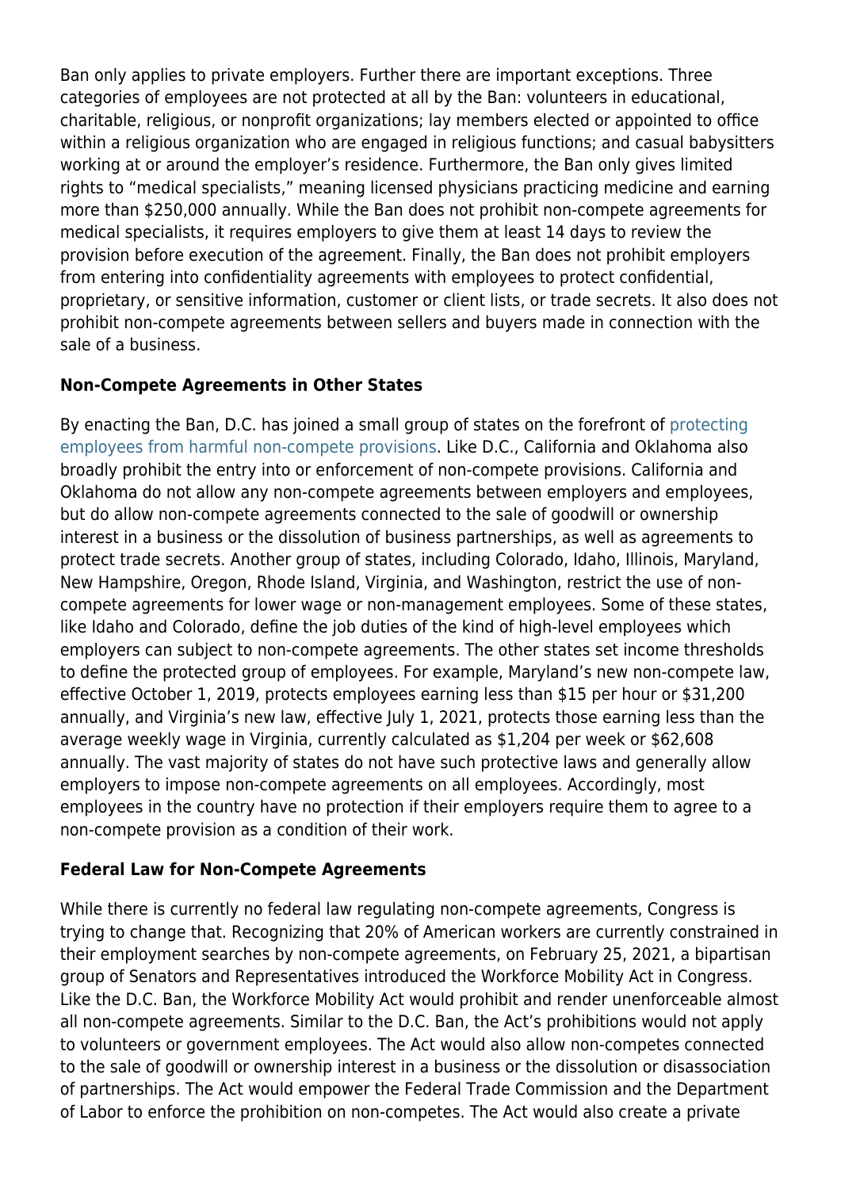Ban only applies to private employers. Further there are important exceptions. Three categories of employees are not protected at all by the Ban: volunteers in educational, charitable, religious, or nonprofit organizations; lay members elected or appointed to office within a religious organization who are engaged in religious functions; and casual babysitters working at or around the employer's residence. Furthermore, the Ban only gives limited rights to "medical specialists," meaning licensed physicians practicing medicine and earning more than $250,000 annually. While the Ban does not prohibit non-compete agreements for medical specialists, it requires employers to give them at least 14 days to review the provision before execution of the agreement. Finally, the Ban does not prohibit employers from entering into confidentiality agreements with employees to protect confidential, proprietary, or sensitive information, customer or client lists, or trade secrets. It also does not prohibit non-compete agreements between sellers and buyers made in connection with the sale of a business.

**Non-Compete Agreements in Other States**

By enacting the Ban, D.C. has joined a small group of states on the forefront of protecting employees from harmful non-compete provisions. Like D.C., California and Oklahoma also broadly prohibit the entry into or enforcement of non-compete provisions. California and Oklahoma do not allow any non-compete agreements between employers and employees, but do allow non-compete agreements connected to the sale of goodwill or ownership interest in a business or the dissolution of business partnerships, as well as agreements to protect trade secrets. Another group of states, including Colorado, Idaho, Illinois, Maryland, New Hampshire, Oregon, Rhode Island, Virginia, and Washington, restrict the use of non-compete agreements for lower wage or non-management employees. Some of these states, like Idaho and Colorado, define the job duties of the kind of high-level employees which employers can subject to non-compete agreements. The other states set income thresholds to define the protected group of employees. For example, Maryland's new non-compete law, effective October 1, 2019, protects employees earning less than $15 per hour or $31,200 annually, and Virginia's new law, effective July 1, 2021, protects those earning less than the average weekly wage in Virginia, currently calculated as $1,204 per week or $62,608 annually. The vast majority of states do not have such protective laws and generally allow employers to impose non-compete agreements on all employees. Accordingly, most employees in the country have no protection if their employers require them to agree to a non-compete provision as a condition of their work.

**Federal Law for Non-Compete Agreements**

While there is currently no federal law regulating non-compete agreements, Congress is trying to change that. Recognizing that 20% of American workers are currently constrained in their employment searches by non-compete agreements, on February 25, 2021, a bipartisan group of Senators and Representatives introduced the Workforce Mobility Act in Congress. Like the D.C. Ban, the Workforce Mobility Act would prohibit and render unenforceable almost all non-compete agreements. Similar to the D.C. Ban, the Act's prohibitions would not apply to volunteers or government employees. The Act would also allow non-competes connected to the sale of goodwill or ownership interest in a business or the dissolution or disassociation of partnerships. The Act would empower the Federal Trade Commission and the Department of Labor to enforce the prohibition on non-competes. The Act would also create a private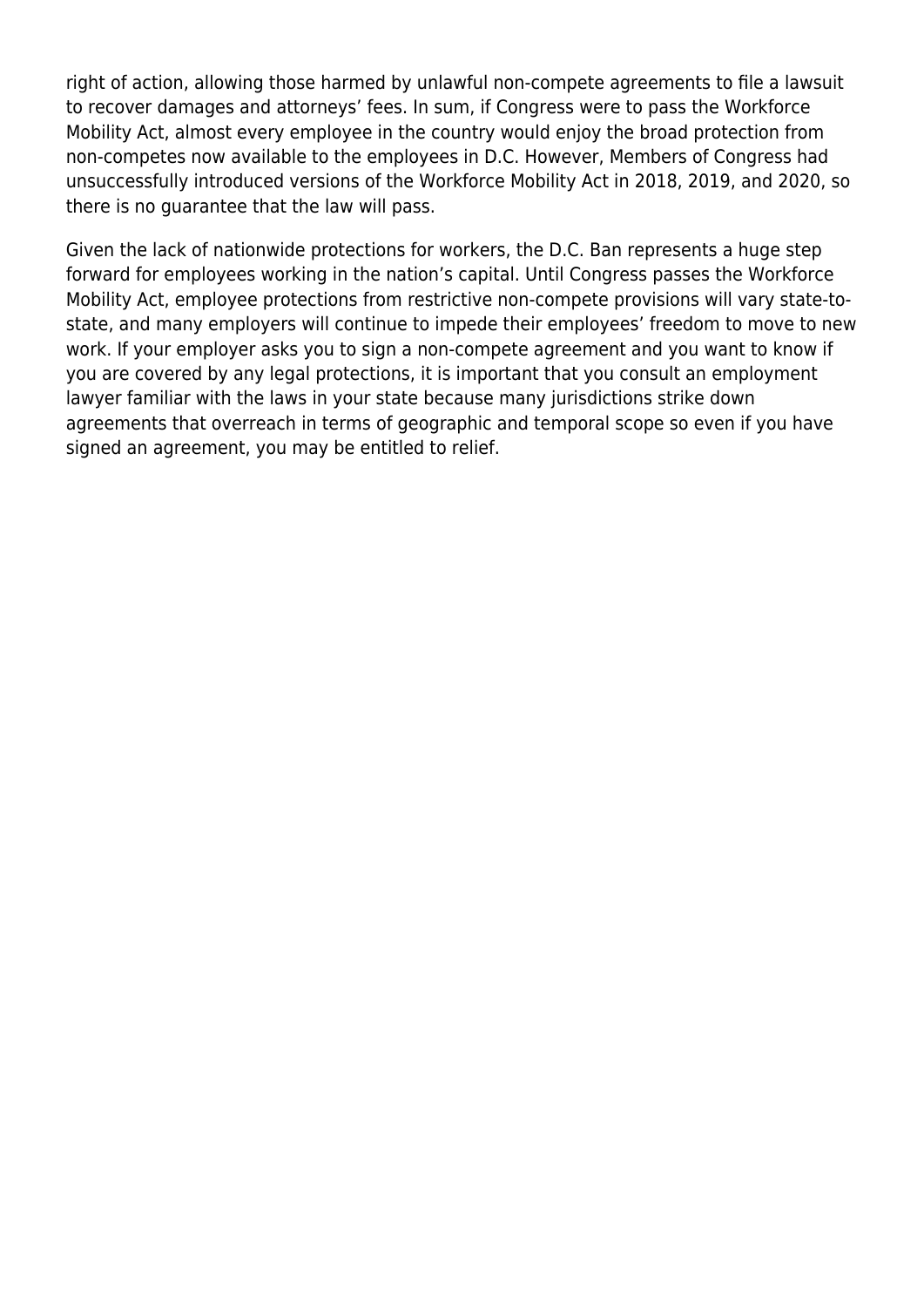right of action, allowing those harmed by unlawful non-compete agreements to file a lawsuit to recover damages and attorneys' fees. In sum, if Congress were to pass the Workforce Mobility Act, almost every employee in the country would enjoy the broad protection from non-competes now available to the employees in D.C. However, Members of Congress had unsuccessfully introduced versions of the Workforce Mobility Act in 2018, 2019, and 2020, so there is no guarantee that the law will pass.

Given the lack of nationwide protections for workers, the D.C. Ban represents a huge step forward for employees working in the nation's capital. Until Congress passes the Workforce Mobility Act, employee protections from restrictive non-compete provisions will vary state-to-state, and many employers will continue to impede their employees' freedom to move to new work. If your employer asks you to sign a non-compete agreement and you want to know if you are covered by any legal protections, it is important that you consult an employment lawyer familiar with the laws in your state because many jurisdictions strike down agreements that overreach in terms of geographic and temporal scope so even if you have signed an agreement, you may be entitled to relief.